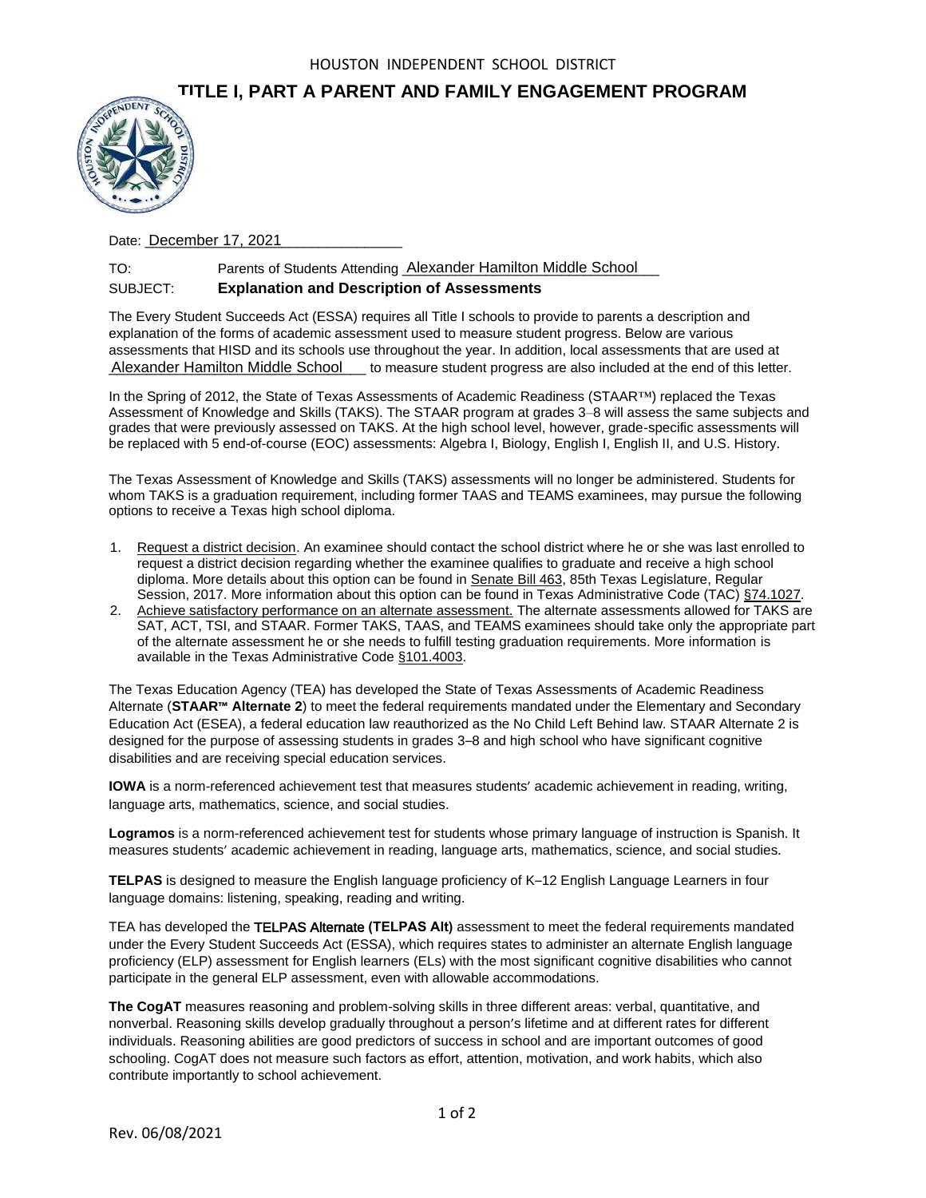HOUSTON INDEPENDENT SCHOOL DISTRICT

# TITLE I, PART A PARENT AND FAMILY ENGAGEMENT PROGRAM

Date: December 17, 2021

TO: Parents of Students Attending Alexander Hamilton Middle School

SUBJECT: **Explanation and Description of Assessments**

The Every Student Succeeds Act (ESSA) requires all Title I schools to provide to parents a description and explanation of the forms of academic assessment used to measure student progress. Below are various assessments that HISD and its schools use throughout the year. In addition, local assessments that are used at Alexander Hamilton Middle School to measure student progress are also included at the end of this letter.

In the Spring of 2012, the State of Texas Assessments of Academic Readiness (STAAR™) replaced the Texas Assessment of Knowledge and Skills (TAKS). The STAAR program at grades 3–8 will assess the same subjects and grades that were previously assessed on TAKS. At the high school level, however, grade-specific assessments will be replaced with 5 end-of-course (EOC) assessments: Algebra I, Biology, English I, English II, and U.S. History.

The Texas Assessment of Knowledge and Skills (TAKS) assessments will no longer be administered. Students for whom TAKS is a graduation requirement, including former TAAS and TEAMS examinees, may pursue the following options to receive a Texas high school diploma.

1. Request a district decision. An examinee should contact the school district where he or she was last enrolled to request a district decision regarding whether the examinee qualifies to graduate and receive a high school diploma. More details about this option can be found in Senate Bill 463, 85th Texas Legislature, Regular Session, 2017. More information about this option can be found in Texas Administrative Code (TAC) §74.1027.
2. Achieve satisfactory performance on an alternate assessment. The alternate assessments allowed for TAKS are SAT, ACT, TSI, and STAAR. Former TAKS, TAAS, and TEAMS examinees should take only the appropriate part of the alternate assessment he or she needs to fulfill testing graduation requirements. More information is available in the Texas Administrative Code §101.4003.

The Texas Education Agency (TEA) has developed the State of Texas Assessments of Academic Readiness Alternate (**STAAR™ Alternate 2**) to meet the federal requirements mandated under the Elementary and Secondary Education Act (ESEA), a federal education law reauthorized as the No Child Left Behind law. STAAR Alternate 2 is designed for the purpose of assessing students in grades 3–8 and high school who have significant cognitive disabilities and are receiving special education services.

**IOWA** is a norm-referenced achievement test that measures students' academic achievement in reading, writing, language arts, mathematics, science, and social studies.

**Logramos** is a norm-referenced achievement test for students whose primary language of instruction is Spanish. It measures students' academic achievement in reading, language arts, mathematics, science, and social studies.

**TELPAS** is designed to measure the English language proficiency of K–12 English Language Learners in four language domains: listening, speaking, reading and writing.

TEA has developed the **TELPAS Alternate (TELPAS Alt)** assessment to meet the federal requirements mandated under the Every Student Succeeds Act (ESSA), which requires states to administer an alternate English language proficiency (ELP) assessment for English learners (ELs) with the most significant cognitive disabilities who cannot participate in the general ELP assessment, even with allowable accommodations.

**The CogAT** measures reasoning and problem-solving skills in three different areas: verbal, quantitative, and nonverbal. Reasoning skills develop gradually throughout a person's lifetime and at different rates for different individuals. Reasoning abilities are good predictors of success in school and are important outcomes of good schooling. CogAT does not measure such factors as effort, attention, motivation, and work habits, which also contribute importantly to school achievement.

Rev. 06/08/2021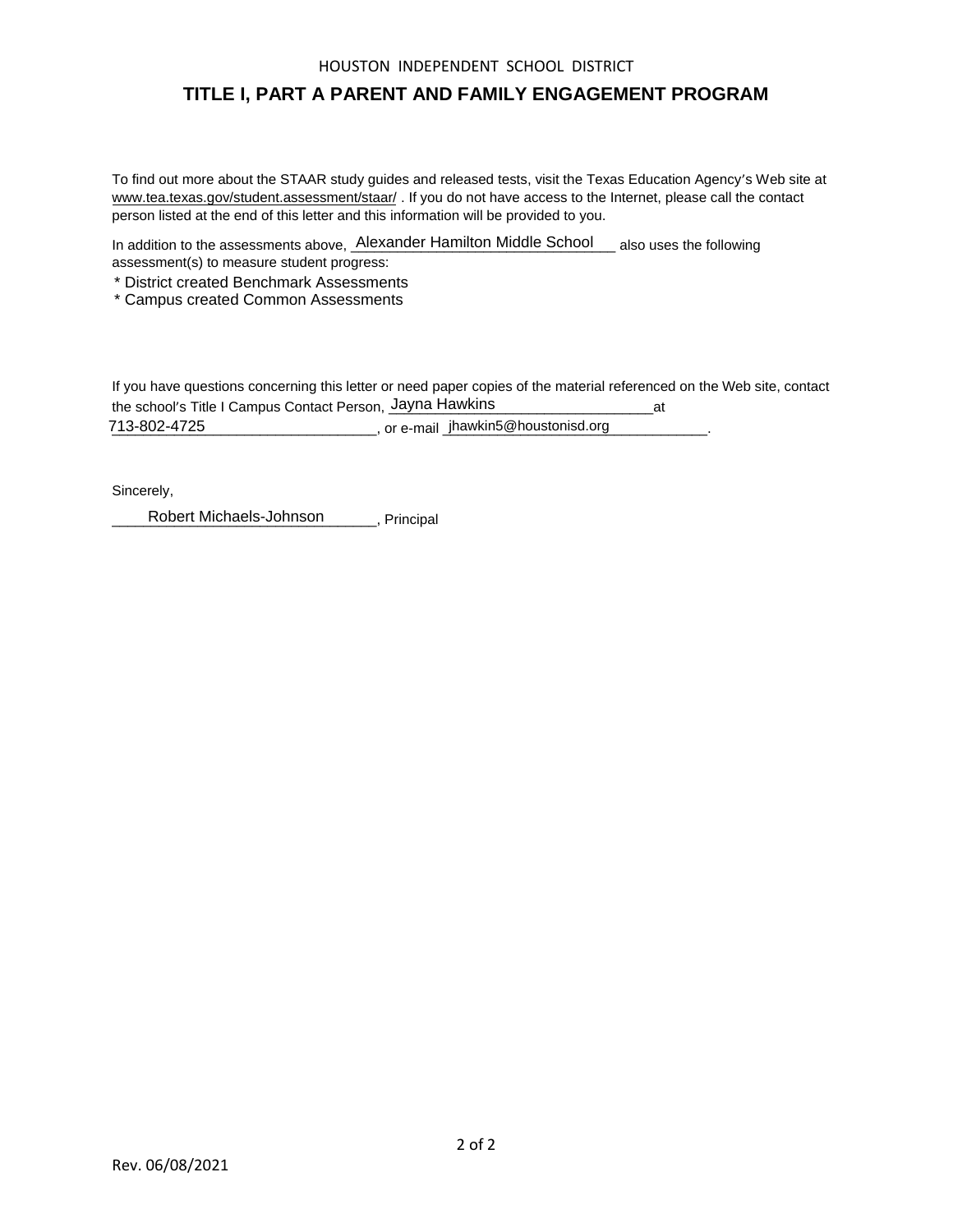To find out more about the STAAR study guides and released tests, visit the Texas Education Agency's Web site at www.tea.texas.gov/student.assessment/staar/ . If you do not have access to the Internet, please call the contact person listed at the end of this letter and this information will be provided to you.

In addition to the assessments above, Alexander Hamilton Middle School also uses the following assessment(s) to measure student progress:

* District created Benchmark Assessments
* Campus created Common Assessments

If you have questions concerning this letter or need paper copies of the material referenced on the Web site, contact the school's Title I Campus Contact Person, Jayna Hawkins at 713-802-4725, or e-mail jhawkin5@houstonisd.org.

Sincerely,

Robert Michaels-Johnson, Principal

Rev. 06/08/2021